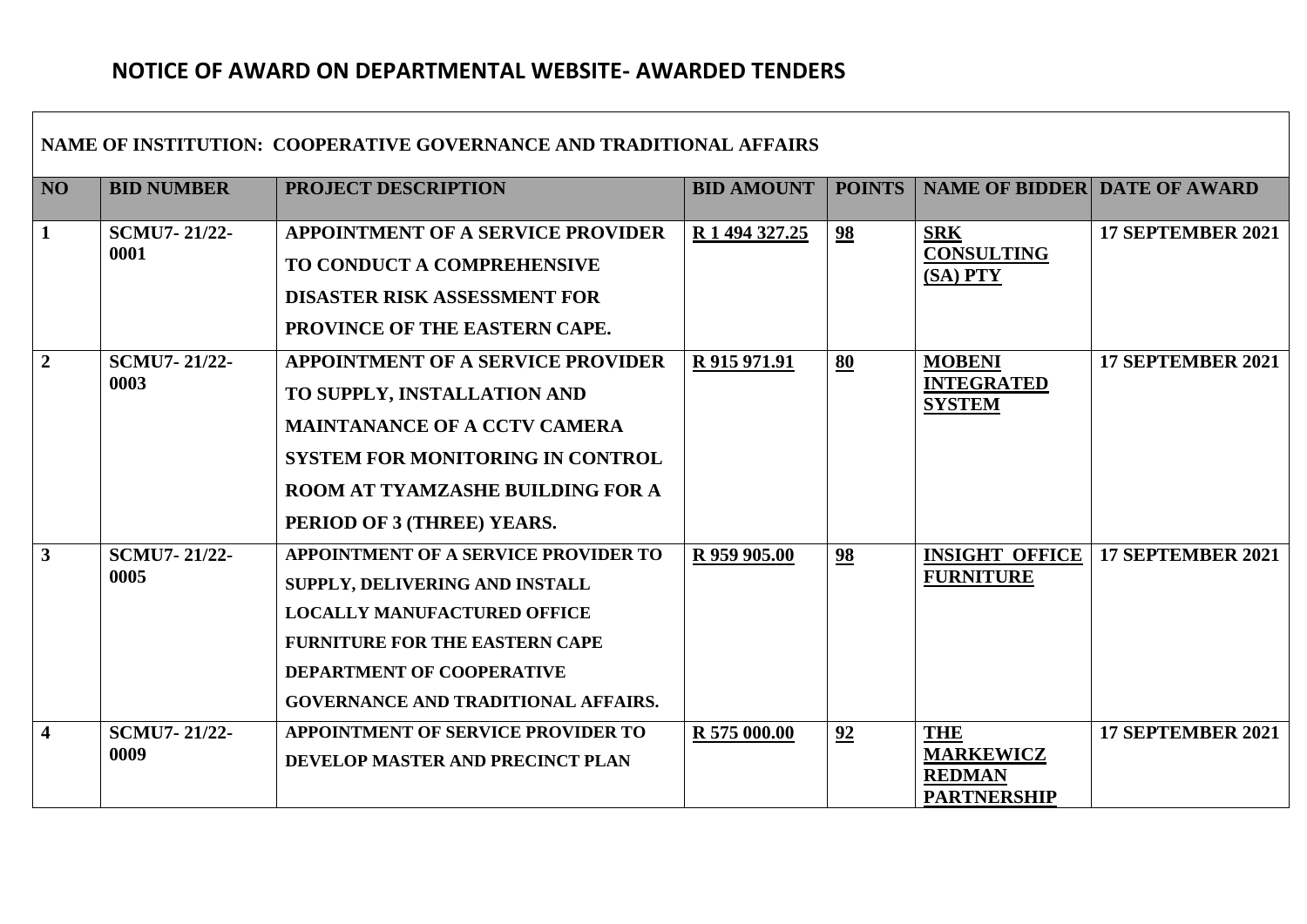# NOTICE OF AWARD ON DEPARTMENTAL WEBSITE- AWARDED TENDERS

**NAME OF INSTITUTION: COOPERATIVE GOVERNANCE AND TRADITIONAL AFFAIRS**

| NO | BID NUMBER | PROJECT DESCRIPTION | BID AMOUNT | POINTS | NAME OF BIDDER | DATE OF AWARD |
|---|---|---|---|---|---|---|
| 1 | SCMU7- 21/22-0001 | APPOINTMENT OF A SERVICE PROVIDER TO CONDUCT A COMPREHENSIVE DISASTER RISK ASSESSMENT FOR PROVINCE OF THE EASTERN CAPE. | R 1 494 327.25 | 98 | SRK CONSULTING (SA) PTY | 17 SEPTEMBER 2021 |
| 2 | SCMU7- 21/22-0003 | APPOINTMENT OF A SERVICE PROVIDER TO SUPPLY, INSTALLATION AND MAINTANANCE OF A CCTV CAMERA SYSTEM FOR MONITORING IN CONTROL ROOM AT TYAMZASHE BUILDING FOR A PERIOD OF 3 (THREE) YEARS. | R 915 971.91 | 80 | MOBENI INTEGRATED SYSTEM | 17 SEPTEMBER 2021 |
| 3 | SCMU7- 21/22-0005 | APPOINTMENT OF A SERVICE PROVIDER TO SUPPLY, DELIVERING AND INSTALL LOCALLY MANUFACTURED OFFICE FURNITURE FOR THE EASTERN CAPE DEPARTMENT OF COOPERATIVE GOVERNANCE AND TRADITIONAL AFFAIRS. | R 959 905.00 | 98 | INSIGHT OFFICE FURNITURE | 17 SEPTEMBER 2021 |
| 4 | SCMU7- 21/22-0009 | APPOINTMENT OF SERVICE PROVIDER TO DEVELOP MASTER AND PRECINCT PLAN | R 575 000.00 | 92 | THE MARKEWICZ REDMAN PARTNERSHIP | 17 SEPTEMBER 2021 |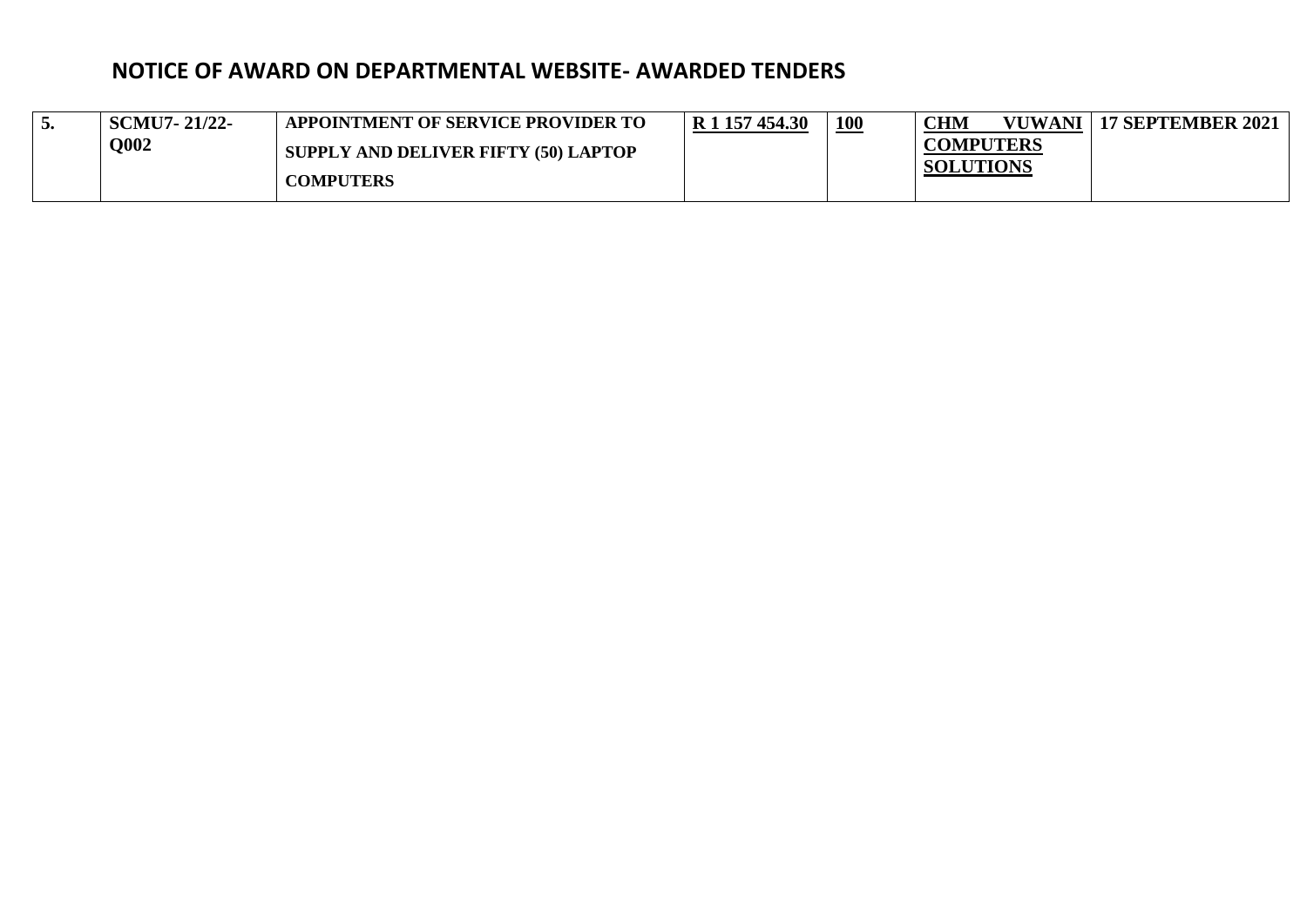## NOTICE OF AWARD ON DEPARTMENTAL WEBSITE- AWARDED TENDERS

| | | | | | | |
|---|---|---|---|---|---|---|
| **5.** | **SCMU7- 21/22-Q002** | **APPOINTMENT OF SERVICE PROVIDER TO SUPPLY AND DELIVER FIFTY (50) LAPTOP COMPUTERS** | **R 1 157 454.30** | **100** | **CHM VUWANI COMPUTERS SOLUTIONS** | **17 SEPTEMBER 2021** |